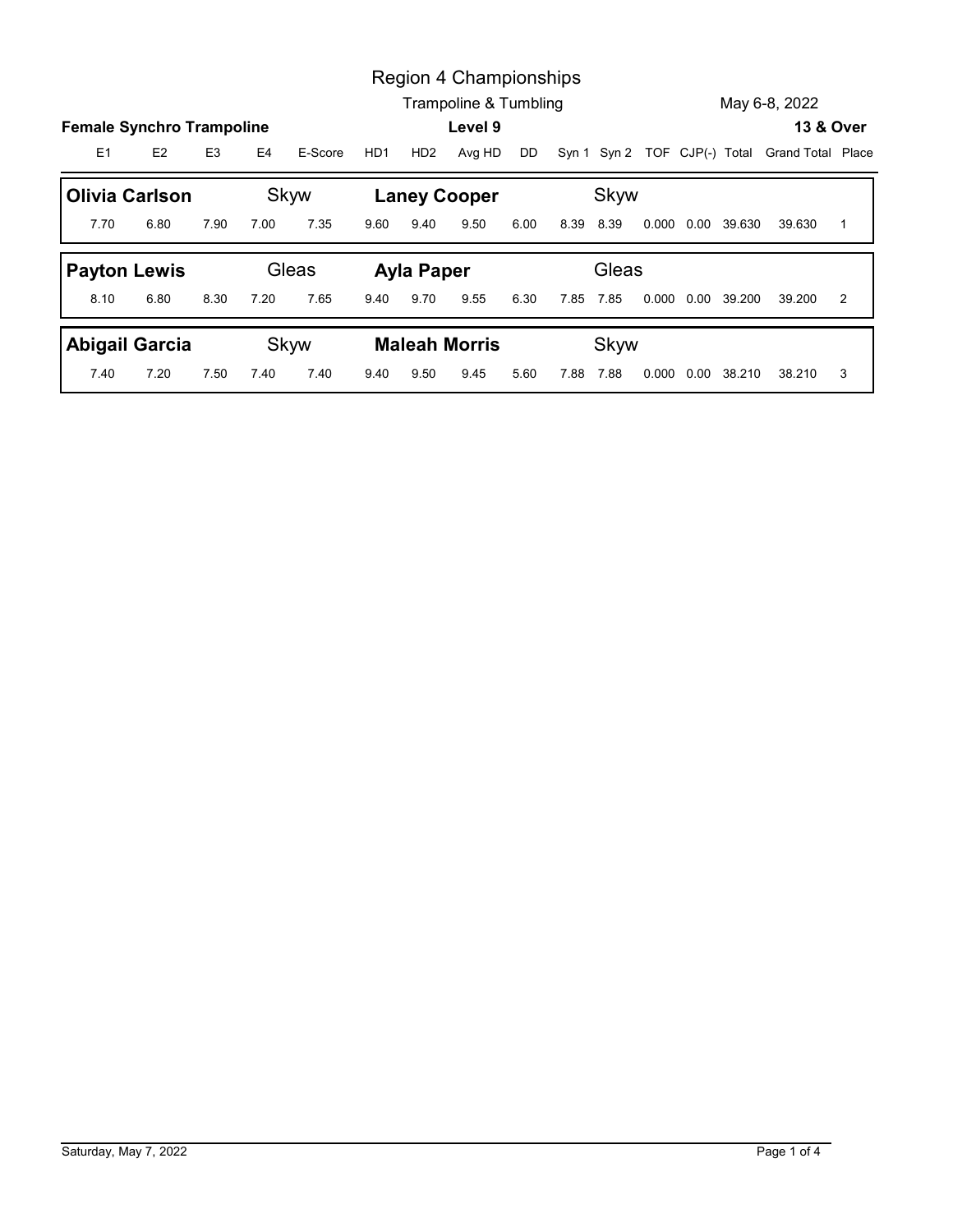# Region 4 Championships

Trampoline & Tumbling

May 6-8, 2022

**Female Synchro Trampoline**

**Level 9**

**13 & Over**

| E1 | E2 | E3 | E4 | E-Score | HD1 | HD2 | Avg HD | DD | Syn 1 | Syn 2 | TOF | CJP(-) | Total | Grand Total | Place |
|---|---|---|---|---|---|---|---|---|---|---|---|---|---|---|---|
| **Olivia Carlson** | | | Skyw | | **Laney Cooper** | | | | | Skyw | | | | | |
| 7.70 | 6.80 | 7.90 | 7.00 | 7.35 | 9.60 | 9.40 | 9.50 | 6.00 | 8.39 | 8.39 | 0.000 | 0.00 | 39.630 | 39.630 | 1 |
| **Payton Lewis** | | | Gleas | | **Ayla Paper** | | | | | Gleas | | | | | |
| 8.10 | 6.80 | 8.30 | 7.20 | 7.65 | 9.40 | 9.70 | 9.55 | 6.30 | 7.85 | 7.85 | 0.000 | 0.00 | 39.200 | 39.200 | 2 |
| **Abigail Garcia** | | | Skyw | | **Maleah Morris** | | | | | Skyw | | | | | |
| 7.40 | 7.20 | 7.50 | 7.40 | 7.40 | 9.40 | 9.50 | 9.45 | 5.60 | 7.88 | 7.88 | 0.000 | 0.00 | 38.210 | 38.210 | 3 |

Saturday, May 7, 2022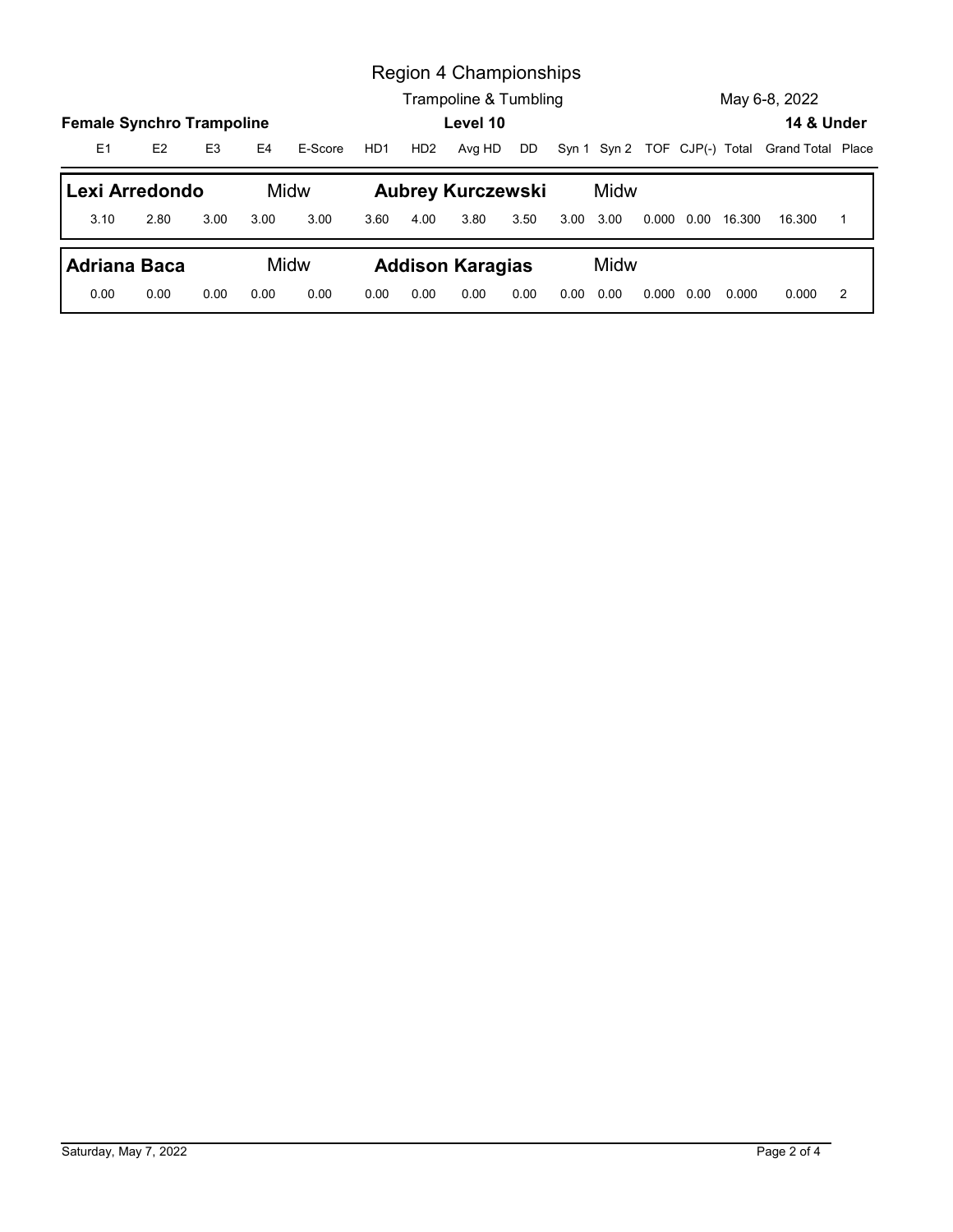# Region 4 Championships

Trampoline & Tumbling

May 6-8, 2022

**Female Synchro Trampoline** — **Level 10** — **14 & Under**

| E1 | E2 | E3 | E4 | E-Score | HD1 | HD2 | Avg HD | DD | Syn 1 | Syn 2 | TOF | CJP(-) | Total | Grand Total | Place |
|---|---|---|---|---|---|---|---|---|---|---|---|---|---|---|---|
| **Lexi Arredondo** | | | Midw | | **Aubrey Kurczewski** | | | | Midw | | | | | | |
| 3.10 | 2.80 | 3.00 | 3.00 | 3.00 | 3.60 | 4.00 | 3.80 | 3.50 | 3.00 | 3.00 | 0.000 | 0.00 | 16.300 | 16.300 | 1 |
| **Adriana Baca** | | | Midw | | **Addison Karagias** | | | | Midw | | | | | | |
| 0.00 | 0.00 | 0.00 | 0.00 | 0.00 | 0.00 | 0.00 | 0.00 | 0.00 | 0.00 | 0.00 | 0.000 | 0.00 | 0.000 | 0.000 | 2 |

Saturday, May 7, 2022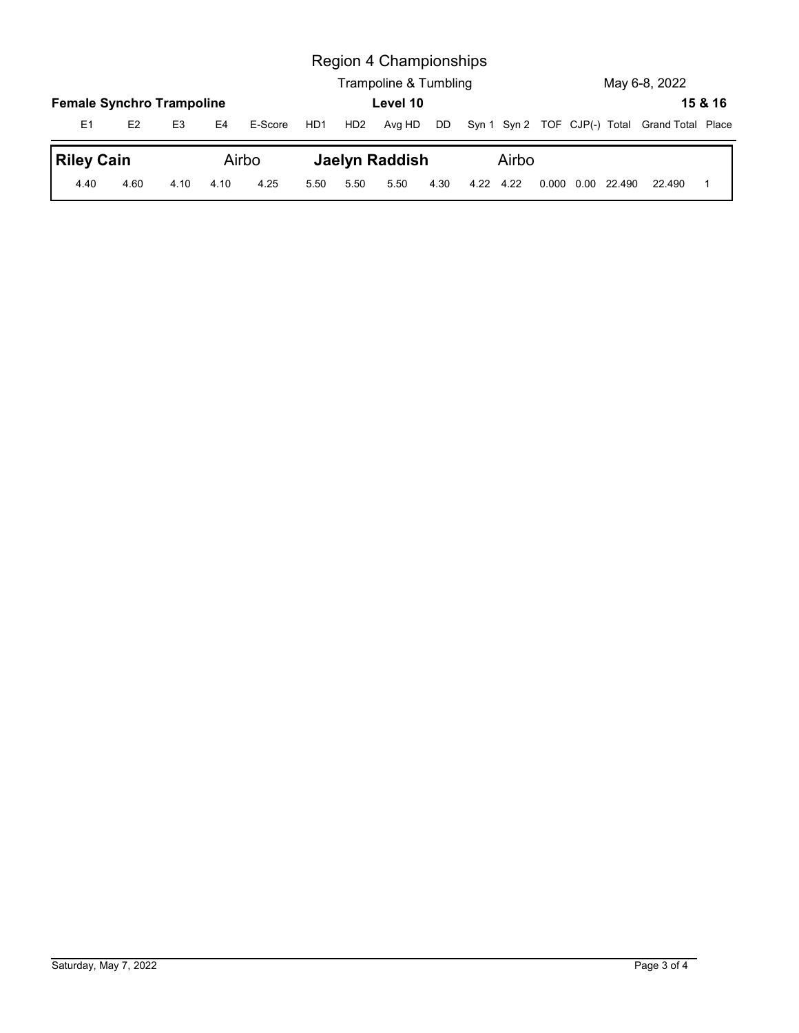# Region 4 Championships

Trampoline & Tumbling

May 6-8, 2022

**Female Synchro Trampoline** — **Level 10** — **15 & 16**

| E1 | E2 | E3 | E4 | E-Score | HD1 | HD2 | Avg HD | DD | Syn 1 | Syn 2 | TOF | CJP(-) | Total | Grand Total | Place |
|---|---|---|---|---|---|---|---|---|---|---|---|---|---|---|---|
| **Riley Cain** | | | Airbo | | **Jaelyn Raddish** | | | | | Airbo | | | | | |
| 4.40 | 4.60 | 4.10 | 4.10 | 4.25 | 5.50 | 5.50 | 5.50 | 4.30 | 4.22 | 4.22 | 0.000 | 0.00 | 22.490 | 22.490 | 1 |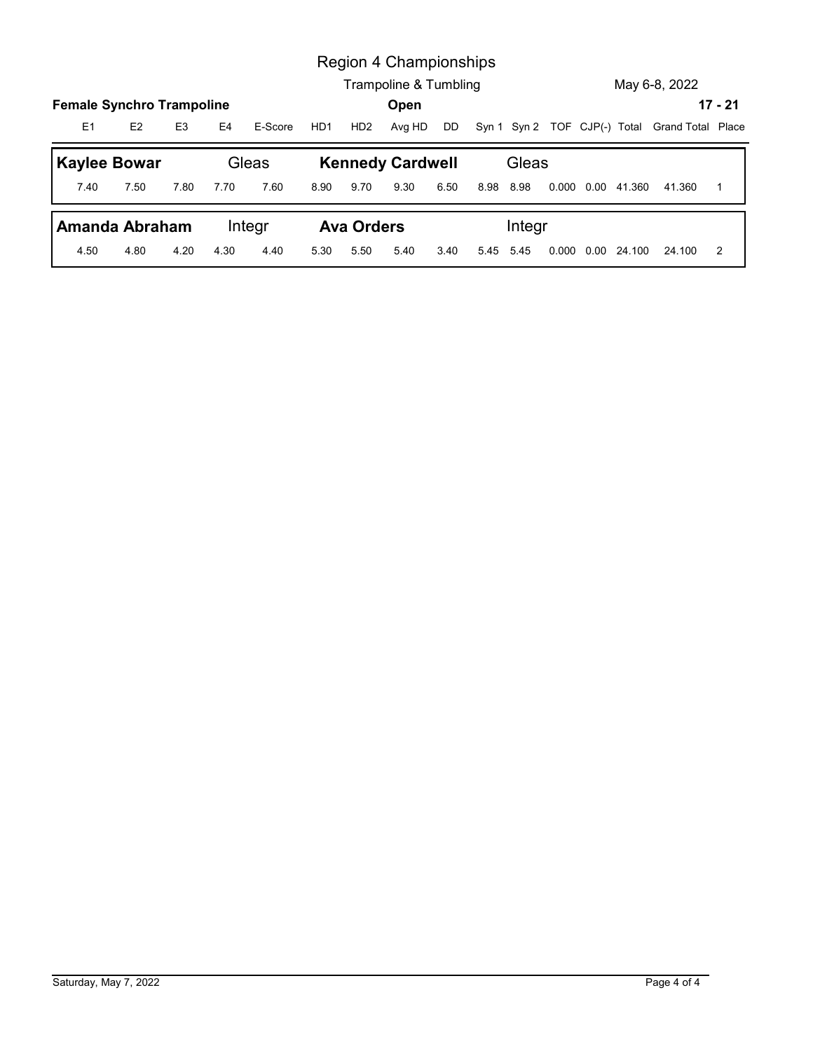# Region 4 Championships

Trampoline & Tumbling

May 6-8, 2022

**Female Synchro Trampoline** **Open** **17 - 21**

| E1 | E2 | E3 | E4 | E-Score | HD1 | HD2 | Avg HD | DD | Syn 1 | Syn 2 | TOF | CJP(-) | Total | Grand Total | Place |
|---|---|---|---|---|---|---|---|---|---|---|---|---|---|---|---|
| **Kaylee Bowar** | | | Gleas | | **Kennedy Cardwell** | | | | | Gleas | | | | | |
| 7.40 | 7.50 | 7.80 | 7.70 | 7.60 | 8.90 | 9.70 | 9.30 | 6.50 | 8.98 | 8.98 | 0.000 | 0.00 | 41.360 | 41.360 | 1 |
| **Amanda Abraham** | | | Integr | | **Ava Orders** | | | | | Integr | | | | | |
| 4.50 | 4.80 | 4.20 | 4.30 | 4.40 | 5.30 | 5.50 | 5.40 | 3.40 | 5.45 | 5.45 | 0.000 | 0.00 | 24.100 | 24.100 | 2 |

Saturday, May 7, 2022